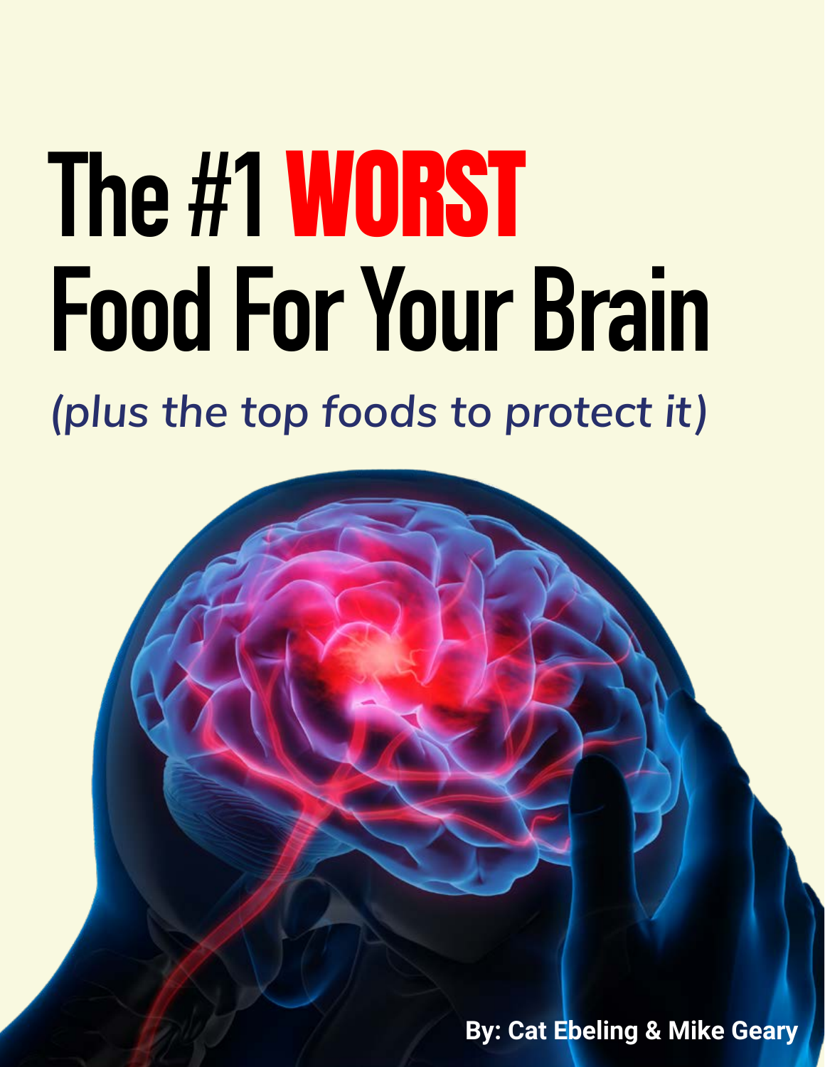# The #1 WORST Food For Your Brain

*(plus the top foods to protect it)*

**By: Cat Ebeling & Mike Geary**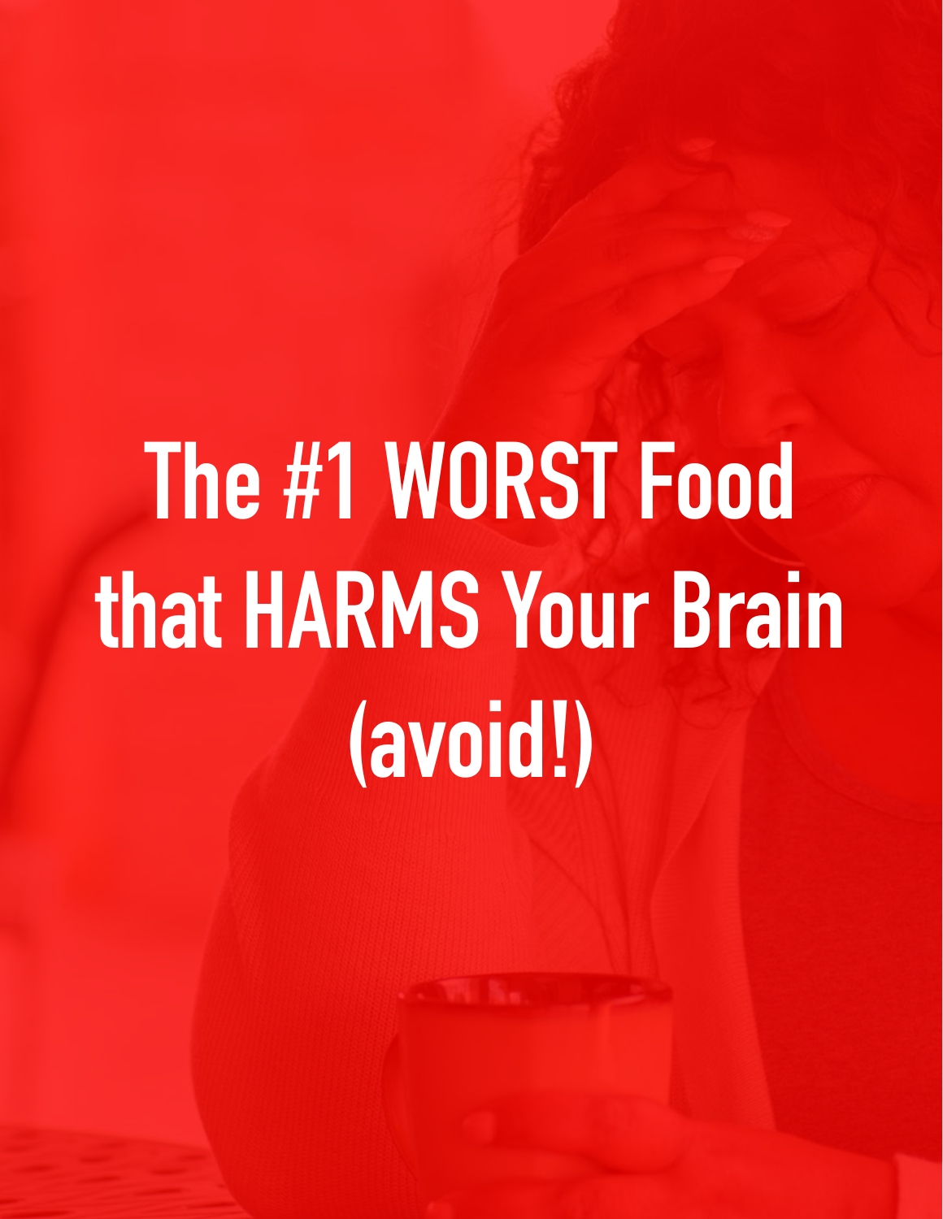# The #1 WORST Food that HARMS Your Brain (avoid!)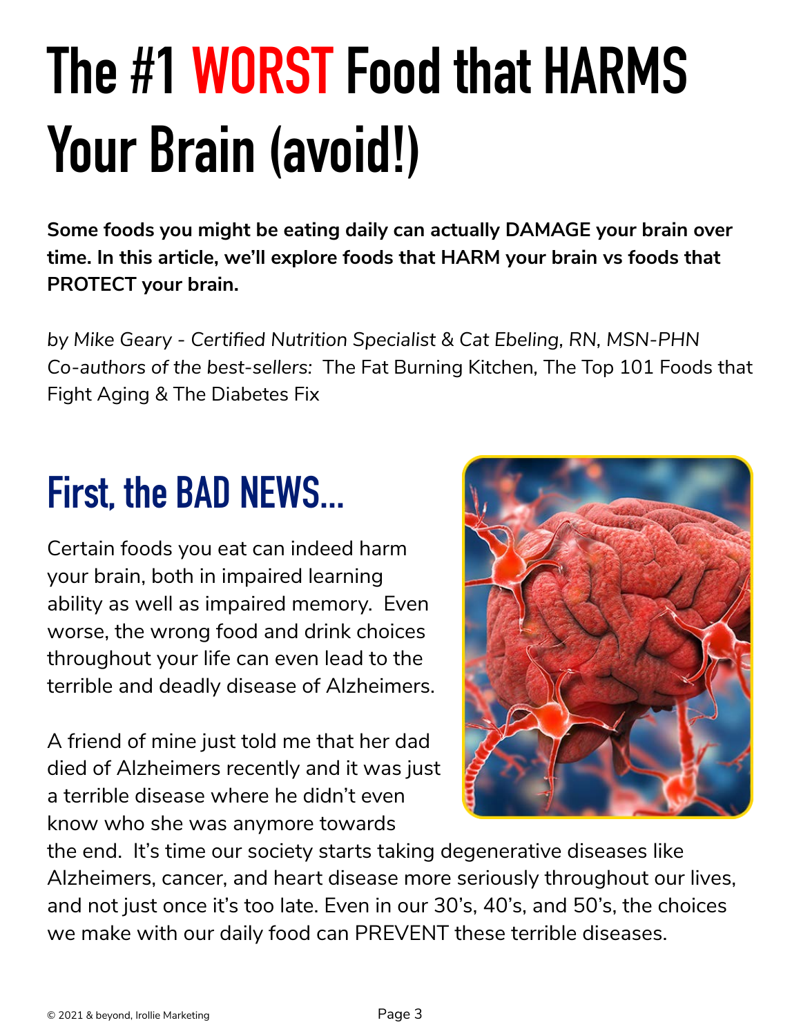# The #1 WORST Food that HARMS Your Brain (avoid!)

**Some foods you might be eating daily can actually DAMAGE your brain over time. In this article, we'll explore foods that HARM your brain vs foods that PROTECT your brain.**

*by Mike Geary - Certified Nutrition Specialist & Cat Ebeling, RN, MSN-PHN*
*Co-authors of the best-sellers:* The Fat Burning Kitchen, The Top 101 Foods that Fight Aging & The Diabetes Fix

## First, the BAD NEWS...

Certain foods you eat can indeed harm your brain, both in impaired learning ability as well as impaired memory. Even worse, the wrong food and drink choices throughout your life can even lead to the terrible and deadly disease of Alzheimers.

A friend of mine just told me that her dad died of Alzheimers recently and it was just a terrible disease where he didn't even know who she was anymore towards the end. It's time our society starts taking degenerative diseases like Alzheimers, cancer, and heart disease more seriously throughout our lives, and not just once it's too late. Even in our 30's, 40's, and 50's, the choices we make with our daily food can PREVENT these terrible diseases.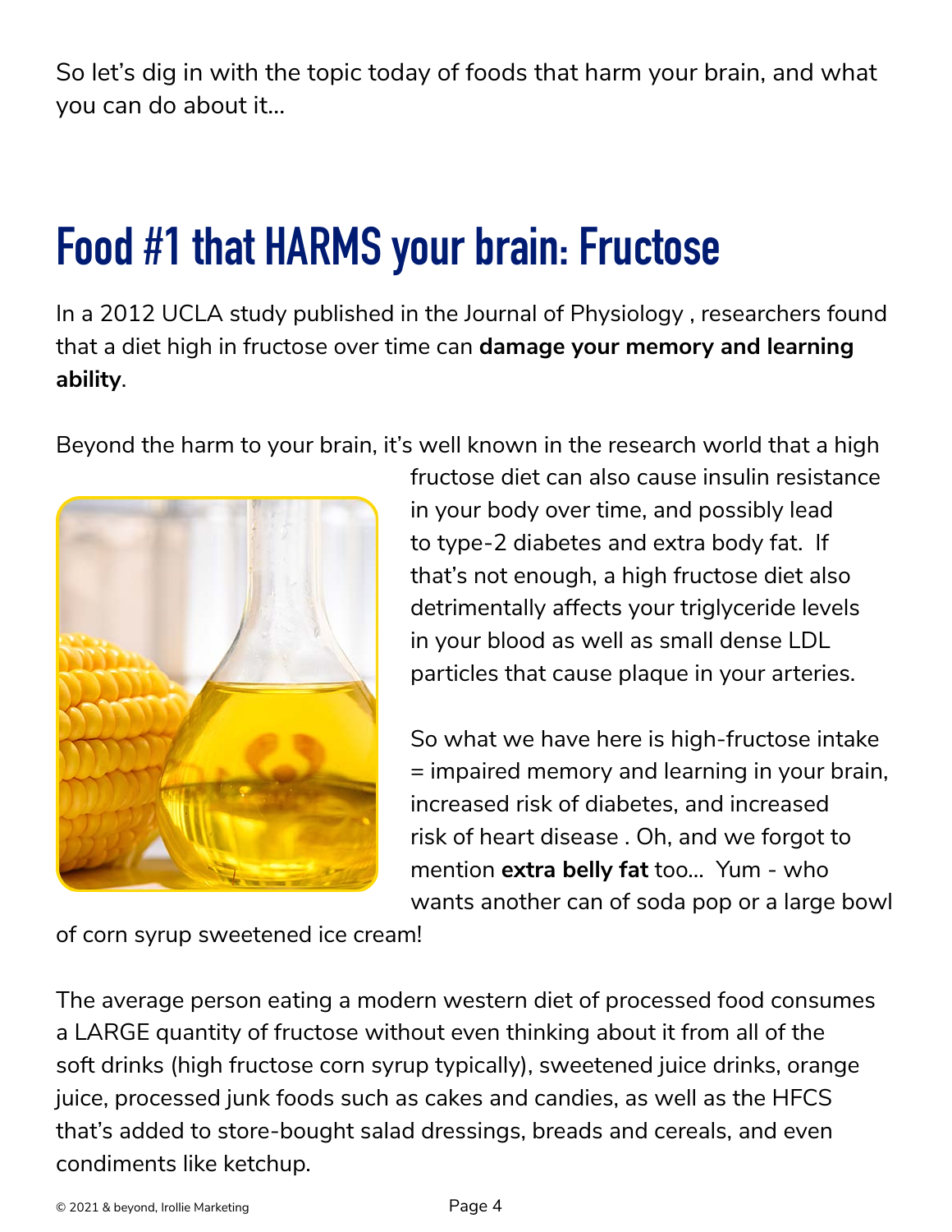So let's dig in with the topic today of foods that harm your brain, and what you can do about it...

# Food #1 that HARMS your brain: Fructose

In a 2012 UCLA study published in the Journal of Physiology , researchers found that a diet high in fructose over time can **damage your memory and learning ability**.

Beyond the harm to your brain, it's well known in the research world that a high fructose diet can also cause insulin resistance in your body over time, and possibly lead to type-2 diabetes and extra body fat. If that's not enough, a high fructose diet also detrimentally affects your triglyceride levels in your blood as well as small dense LDL particles that cause plaque in your arteries.

So what we have here is high-fructose intake = impaired memory and learning in your brain, increased risk of diabetes, and increased risk of heart disease . Oh, and we forgot to mention **extra belly fat** too... Yum - who wants another can of soda pop or a large bowl of corn syrup sweetened ice cream!

The average person eating a modern western diet of processed food consumes a LARGE quantity of fructose without even thinking about it from all of the soft drinks (high fructose corn syrup typically), sweetened juice drinks, orange juice, processed junk foods such as cakes and candies, as well as the HFCS that's added to store-bought salad dressings, breads and cereals, and even condiments like ketchup.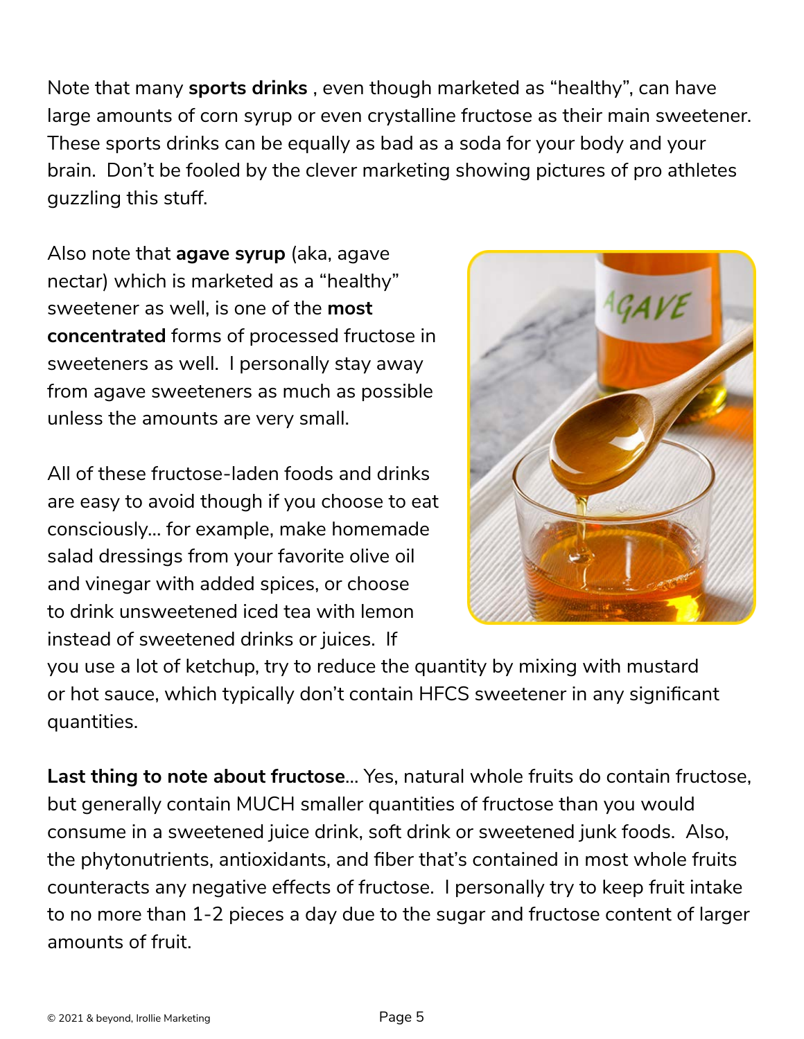Note that many **sports drinks** , even though marketed as "healthy", can have large amounts of corn syrup or even crystalline fructose as their main sweetener. These sports drinks can be equally as bad as a soda for your body and your brain. Don't be fooled by the clever marketing showing pictures of pro athletes guzzling this stuff.

Also note that **agave syrup** (aka, agave nectar) which is marketed as a "healthy" sweetener as well, is one of the **most concentrated** forms of processed fructose in sweeteners as well. I personally stay away from agave sweeteners as much as possible unless the amounts are very small.

All of these fructose-laden foods and drinks are easy to avoid though if you choose to eat consciously... for example, make homemade salad dressings from your favorite olive oil and vinegar with added spices, or choose to drink unsweetened iced tea with lemon instead of sweetened drinks or juices. If you use a lot of ketchup, try to reduce the quantity by mixing with mustard or hot sauce, which typically don't contain HFCS sweetener in any significant quantities.

**Last thing to note about fructose**... Yes, natural whole fruits do contain fructose, but generally contain MUCH smaller quantities of fructose than you would consume in a sweetened juice drink, soft drink or sweetened junk foods. Also, the phytonutrients, antioxidants, and fiber that's contained in most whole fruits counteracts any negative effects of fructose. I personally try to keep fruit intake to no more than 1-2 pieces a day due to the sugar and fructose content of larger amounts of fruit.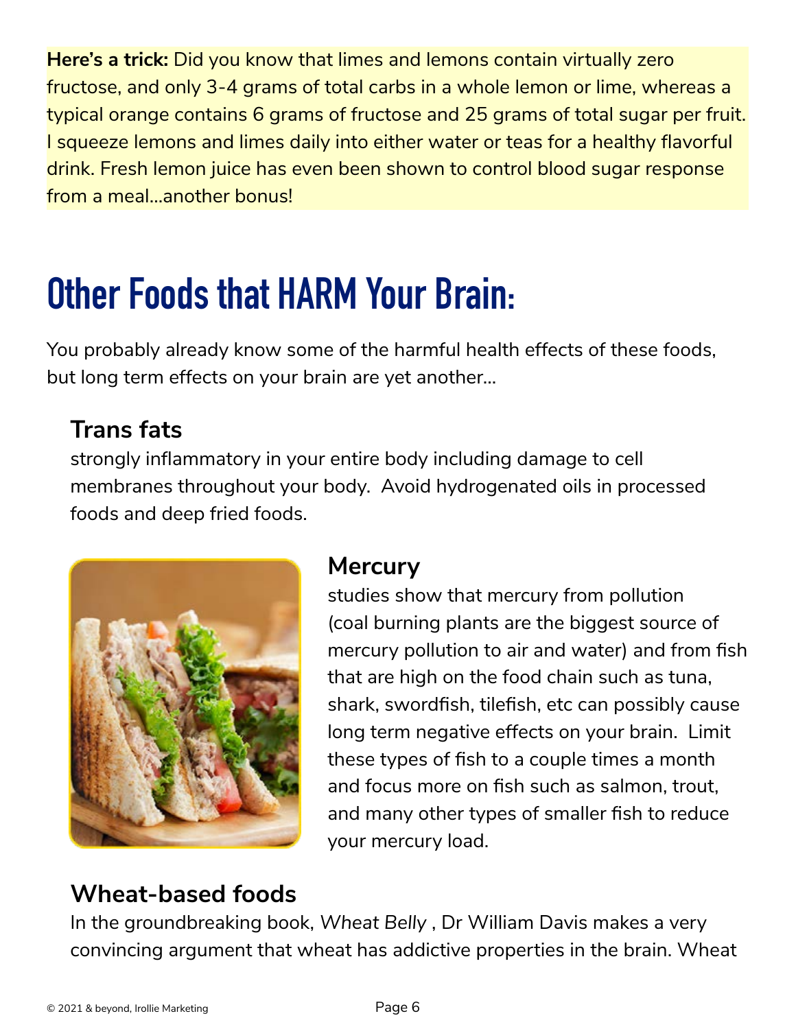**Here's a trick:** Did you know that limes and lemons contain virtually zero fructose, and only 3-4 grams of total carbs in a whole lemon or lime, whereas a typical orange contains 6 grams of fructose and 25 grams of total sugar per fruit. I squeeze lemons and limes daily into either water or teas for a healthy flavorful drink. Fresh lemon juice has even been shown to control blood sugar response from a meal...another bonus!

# Other Foods that HARM Your Brain:

You probably already know some of the harmful health effects of these foods, but long term effects on your brain are yet another...

### Trans fats

strongly inflammatory in your entire body including damage to cell membranes throughout your body. Avoid hydrogenated oils in processed foods and deep fried foods.

### Mercury

studies show that mercury from pollution (coal burning plants are the biggest source of mercury pollution to air and water) and from fish that are high on the food chain such as tuna, shark, swordfish, tilefish, etc can possibly cause long term negative effects on your brain. Limit these types of fish to a couple times a month and focus more on fish such as salmon, trout, and many other types of smaller fish to reduce your mercury load.

### Wheat-based foods

In the groundbreaking book, *Wheat Belly* , Dr William Davis makes a very convincing argument that wheat has addictive properties in the brain. Wheat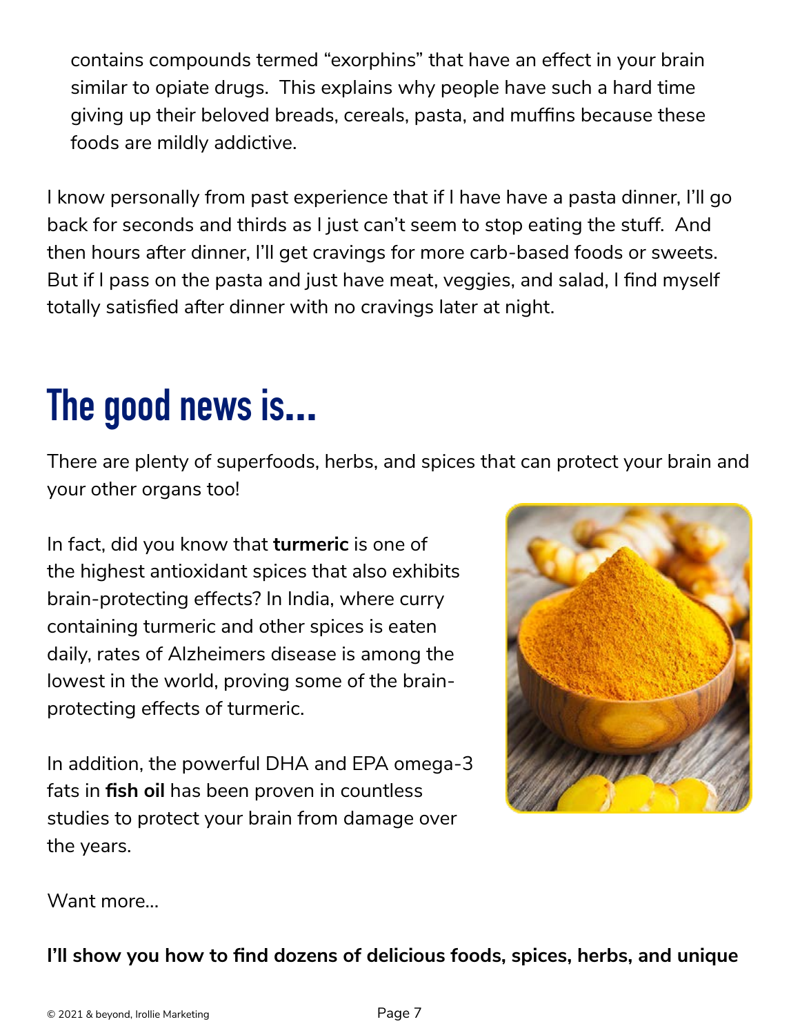contains compounds termed "exorphins" that have an effect in your brain similar to opiate drugs. This explains why people have such a hard time giving up their beloved breads, cereals, pasta, and muffins because these foods are mildly addictive.

I know personally from past experience that if I have have a pasta dinner, I'll go back for seconds and thirds as I just can't seem to stop eating the stuff. And then hours after dinner, I'll get cravings for more carb-based foods or sweets. But if I pass on the pasta and just have meat, veggies, and salad, I find myself totally satisfied after dinner with no cravings later at night.

# The good news is...

There are plenty of superfoods, herbs, and spices that can protect your brain and your other organs too!

In fact, did you know that **turmeric** is one of the highest antioxidant spices that also exhibits brain-protecting effects? In India, where curry containing turmeric and other spices is eaten daily, rates of Alzheimers disease is among the lowest in the world, proving some of the brain-protecting effects of turmeric.

In addition, the powerful DHA and EPA omega-3 fats in **fish oil** has been proven in countless studies to protect your brain from damage over the years.

Want more...

**I'll show you how to find dozens of delicious foods, spices, herbs, and unique**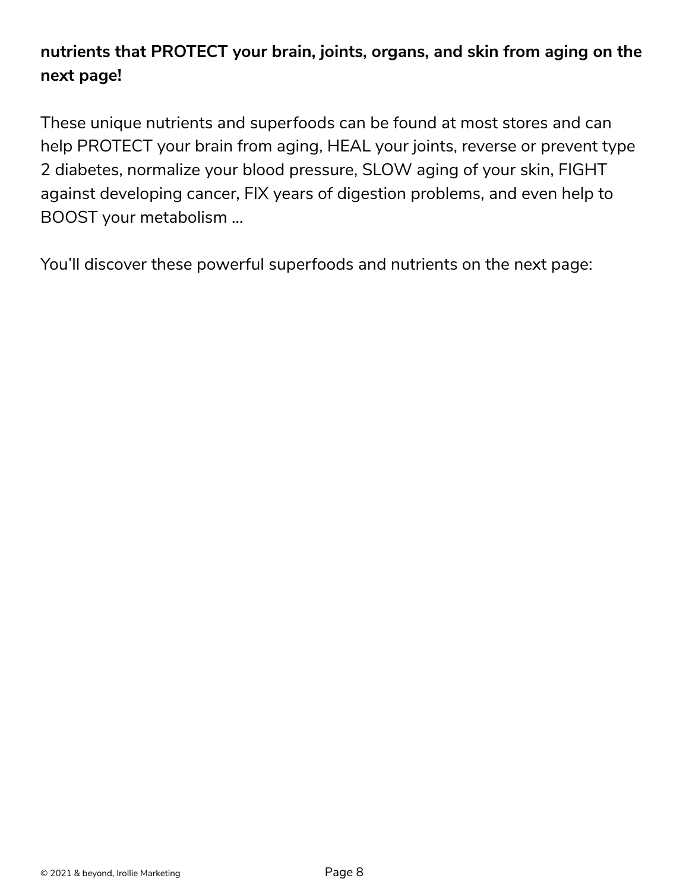**nutrients that PROTECT your brain, joints, organs, and skin from aging on the next page!**

These unique nutrients and superfoods can be found at most stores and can help PROTECT your brain from aging, HEAL your joints, reverse or prevent type 2 diabetes, normalize your blood pressure, SLOW aging of your skin, FIGHT against developing cancer, FIX years of digestion problems, and even help to BOOST your metabolism ...

You'll discover these powerful superfoods and nutrients on the next page: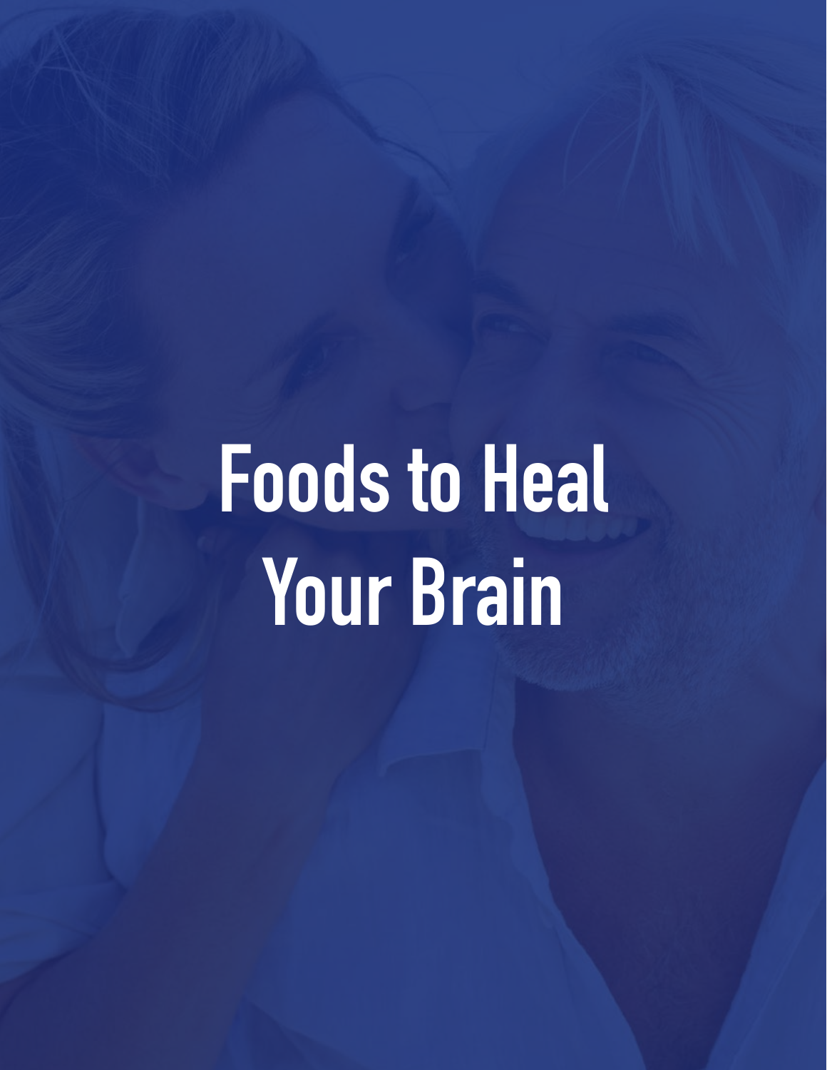# Foods to Heal Your Brain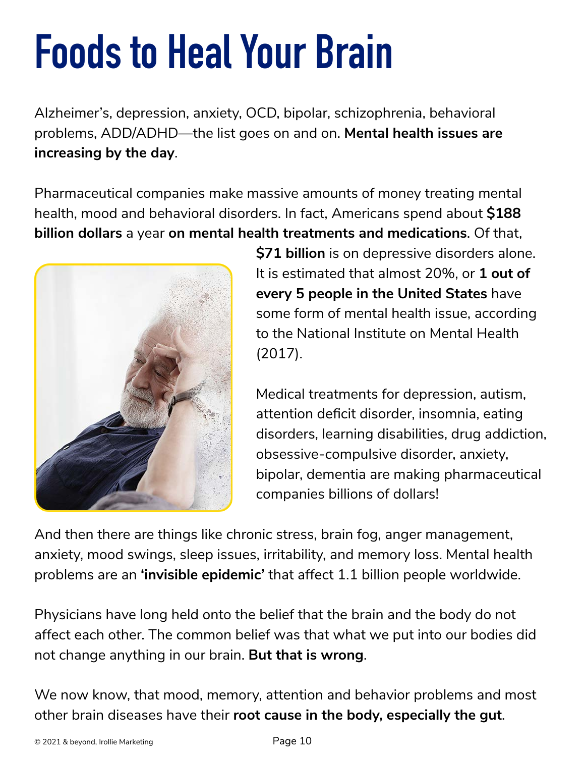# Foods to Heal Your Brain

Alzheimer's, depression, anxiety, OCD, bipolar, schizophrenia, behavioral problems, ADD/ADHD—the list goes on and on. **Mental health issues are increasing by the day**.

Pharmaceutical companies make massive amounts of money treating mental health, mood and behavioral disorders. In fact, Americans spend about **$188 billion dollars** a year **on mental health treatments and medications**. Of that, **$71 billion** is on depressive disorders alone. It is estimated that almost 20%, or **1 out of every 5 people in the United States** have some form of mental health issue, according to the National Institute on Mental Health (2017).

Medical treatments for depression, autism, attention deficit disorder, insomnia, eating disorders, learning disabilities, drug addiction, obsessive-compulsive disorder, anxiety, bipolar, dementia are making pharmaceutical companies billions of dollars!

And then there are things like chronic stress, brain fog, anger management, anxiety, mood swings, sleep issues, irritability, and memory loss. Mental health problems are an **'invisible epidemic'** that affect 1.1 billion people worldwide.

Physicians have long held onto the belief that the brain and the body do not affect each other. The common belief was that what we put into our bodies did not change anything in our brain. **But that is wrong**.

We now know, that mood, memory, attention and behavior problems and most other brain diseases have their **root cause in the body, especially the gut**.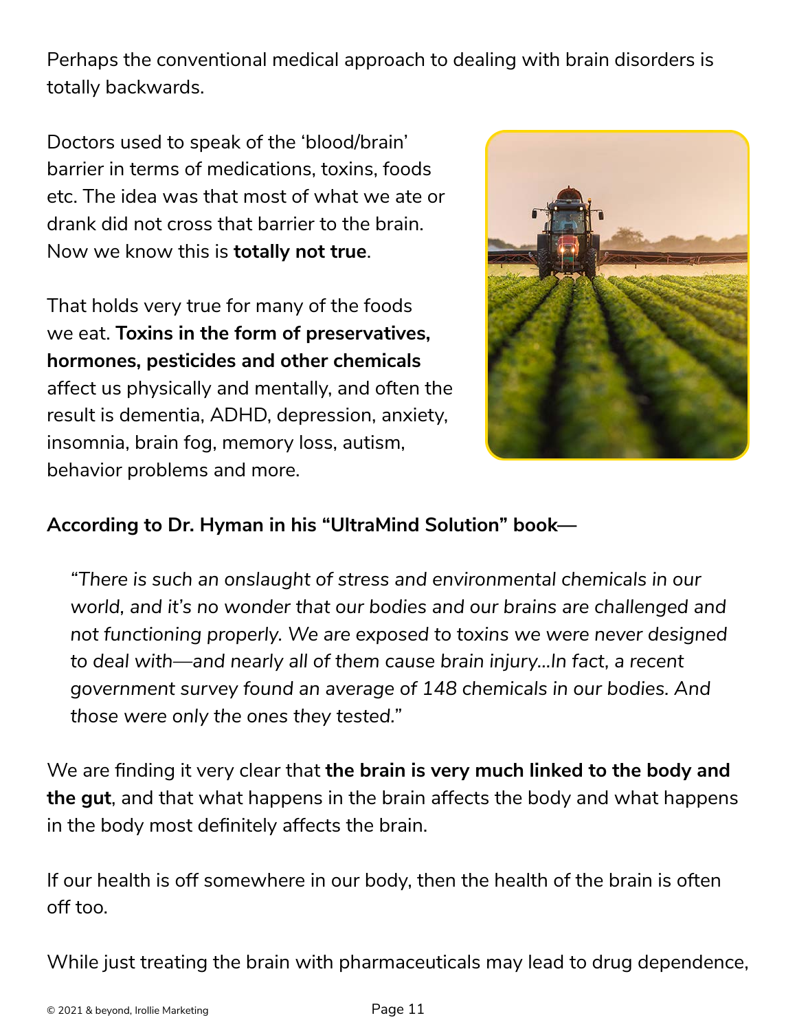Perhaps the conventional medical approach to dealing with brain disorders is totally backwards.

Doctors used to speak of the 'blood/brain' barrier in terms of medications, toxins, foods etc. The idea was that most of what we ate or drank did not cross that barrier to the brain. Now we know this is **totally not true**.

That holds very true for many of the foods we eat. **Toxins in the form of preservatives, hormones, pesticides and other chemicals** affect us physically and mentally, and often the result is dementia, ADHD, depression, anxiety, insomnia, brain fog, memory loss, autism, behavior problems and more.

**According to Dr. Hyman in his "UltraMind Solution" book—**

> *"There is such an onslaught of stress and environmental chemicals in our world, and it's no wonder that our bodies and our brains are challenged and not functioning properly. We are exposed to toxins we were never designed to deal with—and nearly all of them cause brain injury...In fact, a recent government survey found an average of 148 chemicals in our bodies. And those were only the ones they tested."*

We are finding it very clear that **the brain is very much linked to the body and the gut**, and that what happens in the brain affects the body and what happens in the body most definitely affects the brain.

If our health is off somewhere in our body, then the health of the brain is often off too.

While just treating the brain with pharmaceuticals may lead to drug dependence,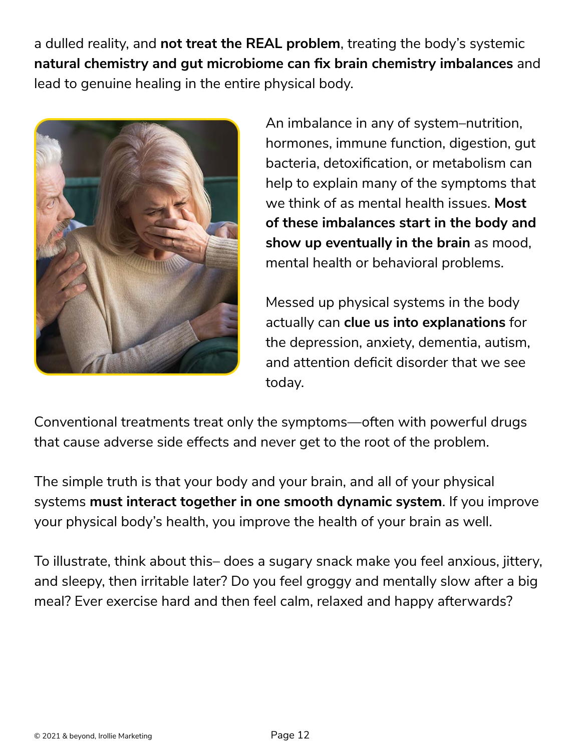a dulled reality, and **not treat the REAL problem**, treating the body's systemic **natural chemistry and gut microbiome can fix brain chemistry imbalances** and lead to genuine healing in the entire physical body.

An imbalance in any of system–nutrition, hormones, immune function, digestion, gut bacteria, detoxification, or metabolism can help to explain many of the symptoms that we think of as mental health issues. **Most of these imbalances start in the body and show up eventually in the brain** as mood, mental health or behavioral problems.

Messed up physical systems in the body actually can **clue us into explanations** for the depression, anxiety, dementia, autism, and attention deficit disorder that we see today.

Conventional treatments treat only the symptoms—often with powerful drugs that cause adverse side effects and never get to the root of the problem.

The simple truth is that your body and your brain, and all of your physical systems **must interact together in one smooth dynamic system**. If you improve your physical body's health, you improve the health of your brain as well.

To illustrate, think about this– does a sugary snack make you feel anxious, jittery, and sleepy, then irritable later? Do you feel groggy and mentally slow after a big meal? Ever exercise hard and then feel calm, relaxed and happy afterwards?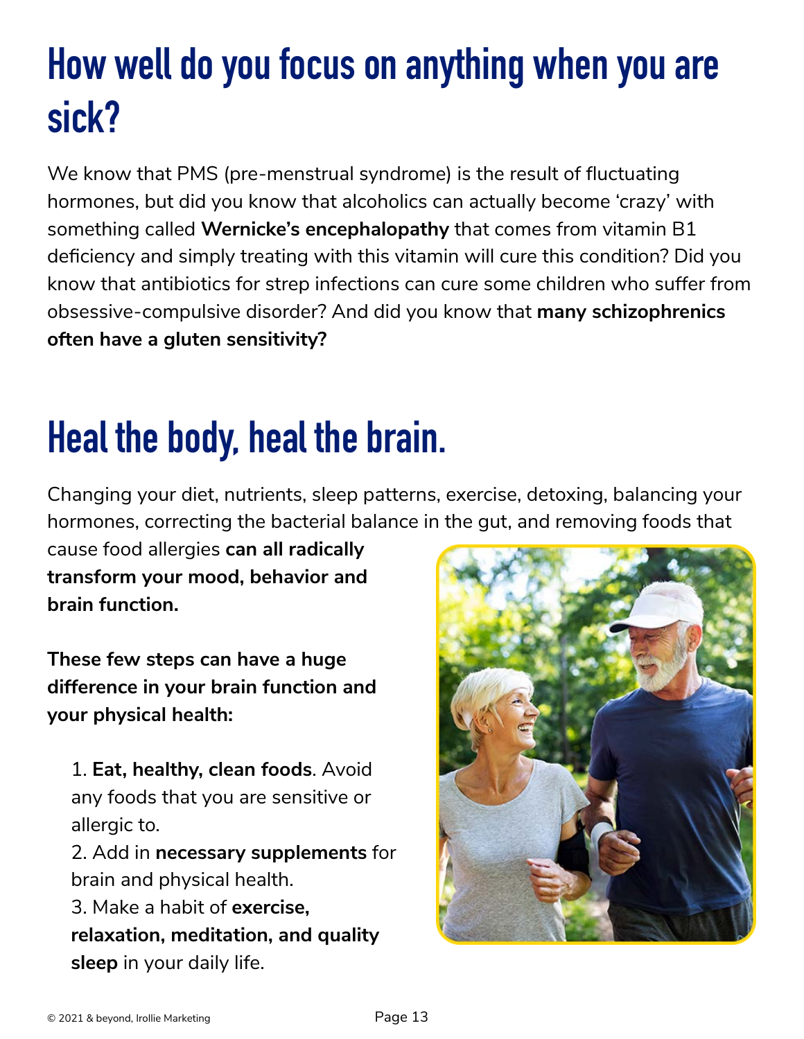# How well do you focus on anything when you are sick?

We know that PMS (pre-menstrual syndrome) is the result of fluctuating hormones, but did you know that alcoholics can actually become 'crazy' with something called **Wernicke's encephalopathy** that comes from vitamin B1 deficiency and simply treating with this vitamin will cure this condition? Did you know that antibiotics for strep infections can cure some children who suffer from obsessive-compulsive disorder? And did you know that **many schizophrenics often have a gluten sensitivity?**

# Heal the body, heal the brain.

Changing your diet, nutrients, sleep patterns, exercise, detoxing, balancing your hormones, correcting the bacterial balance in the gut, and removing foods that cause food allergies **can all radically transform your mood, behavior and brain function.**

**These few steps can have a huge difference in your brain function and your physical health:**

1. **Eat, healthy, clean foods**. Avoid any foods that you are sensitive or allergic to.
2. Add in **necessary supplements** for brain and physical health.
3. Make a habit of **exercise, relaxation, meditation, and quality sleep** in your daily life.

© 2021 & beyond, Irollie Marketing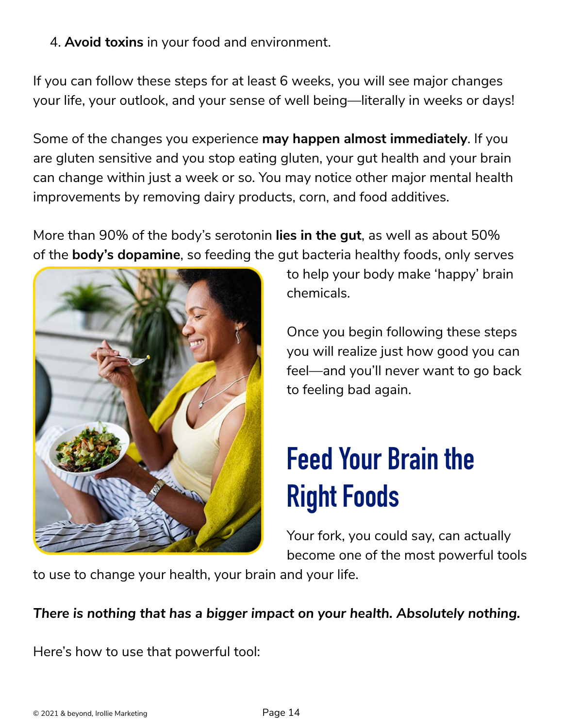4. **Avoid toxins** in your food and environment.

If you can follow these steps for at least 6 weeks, you will see major changes your life, your outlook, and your sense of well being—literally in weeks or days!

Some of the changes you experience **may happen almost immediately**. If you are gluten sensitive and you stop eating gluten, your gut health and your brain can change within just a week or so. You may notice other major mental health improvements by removing dairy products, corn, and food additives.

More than 90% of the body's serotonin **lies in the gut**, as well as about 50% of the **body's dopamine**, so feeding the gut bacteria healthy foods, only serves to help your body make 'happy' brain chemicals.

Once you begin following these steps you will realize just how good you can feel—and you'll never want to go back to feeling bad again.

# Feed Your Brain the Right Foods

Your fork, you could say, can actually become one of the most powerful tools to use to change your health, your brain and your life.

***There is nothing that has a bigger impact on your health. Absolutely nothing.***

Here's how to use that powerful tool: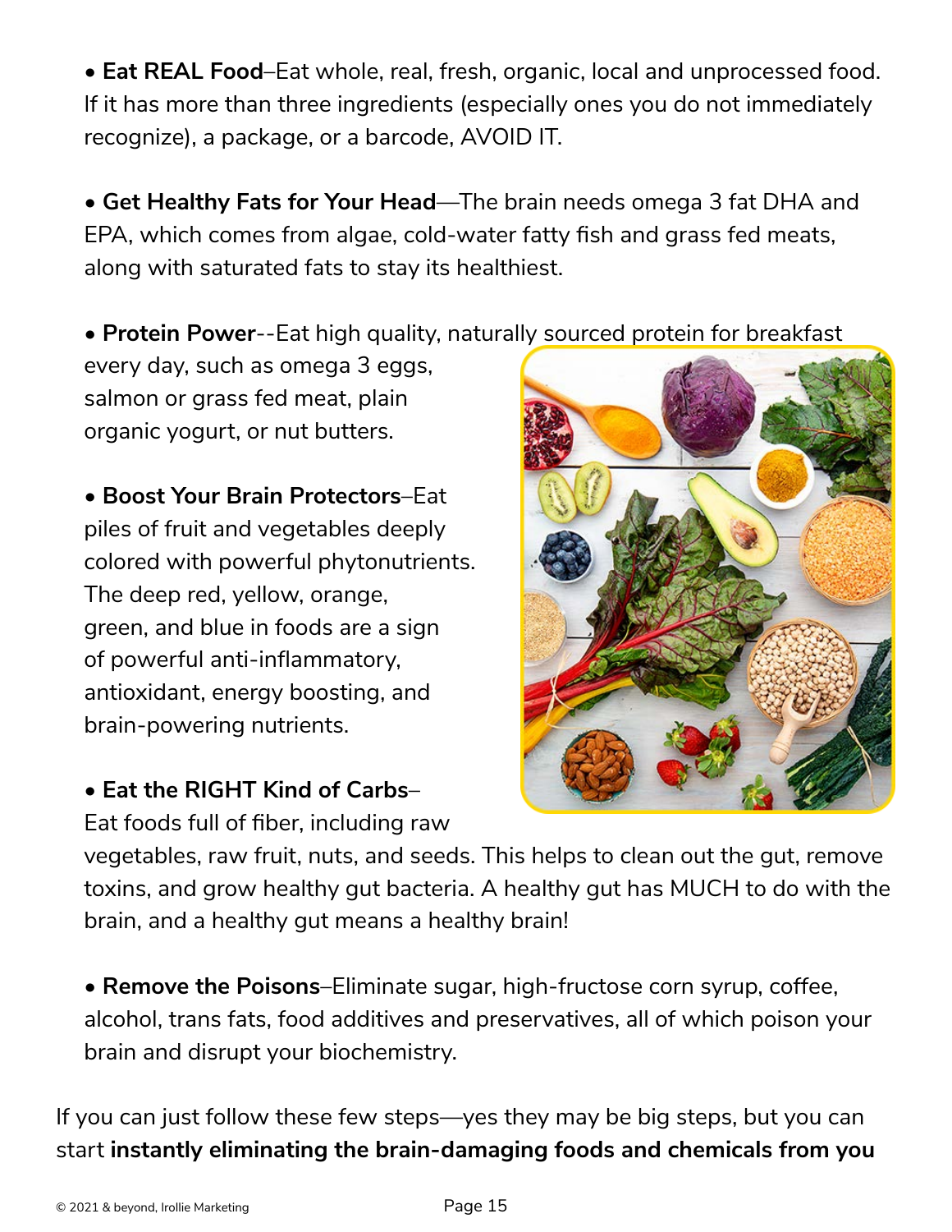- **Eat REAL Food**–Eat whole, real, fresh, organic, local and unprocessed food. If it has more than three ingredients (especially ones you do not immediately recognize), a package, or a barcode, AVOID IT.

- **Get Healthy Fats for Your Head**—The brain needs omega 3 fat DHA and EPA, which comes from algae, cold-water fatty fish and grass fed meats, along with saturated fats to stay its healthiest.

- **Protein Power**--Eat high quality, naturally sourced protein for breakfast every day, such as omega 3 eggs, salmon or grass fed meat, plain organic yogurt, or nut butters.

- **Boost Your Brain Protectors**–Eat piles of fruit and vegetables deeply colored with powerful phytonutrients. The deep red, yellow, orange, green, and blue in foods are a sign of powerful anti-inflammatory, antioxidant, energy boosting, and brain-powering nutrients.

- **Eat the RIGHT Kind of Carbs**–Eat foods full of fiber, including raw vegetables, raw fruit, nuts, and seeds. This helps to clean out the gut, remove toxins, and grow healthy gut bacteria. A healthy gut has MUCH to do with the brain, and a healthy gut means a healthy brain!

- **Remove the Poisons**–Eliminate sugar, high-fructose corn syrup, coffee, alcohol, trans fats, food additives and preservatives, all of which poison your brain and disrupt your biochemistry.

If you can just follow these few steps—yes they may be big steps, but you can start **instantly eliminating the brain-damaging foods and chemicals from you**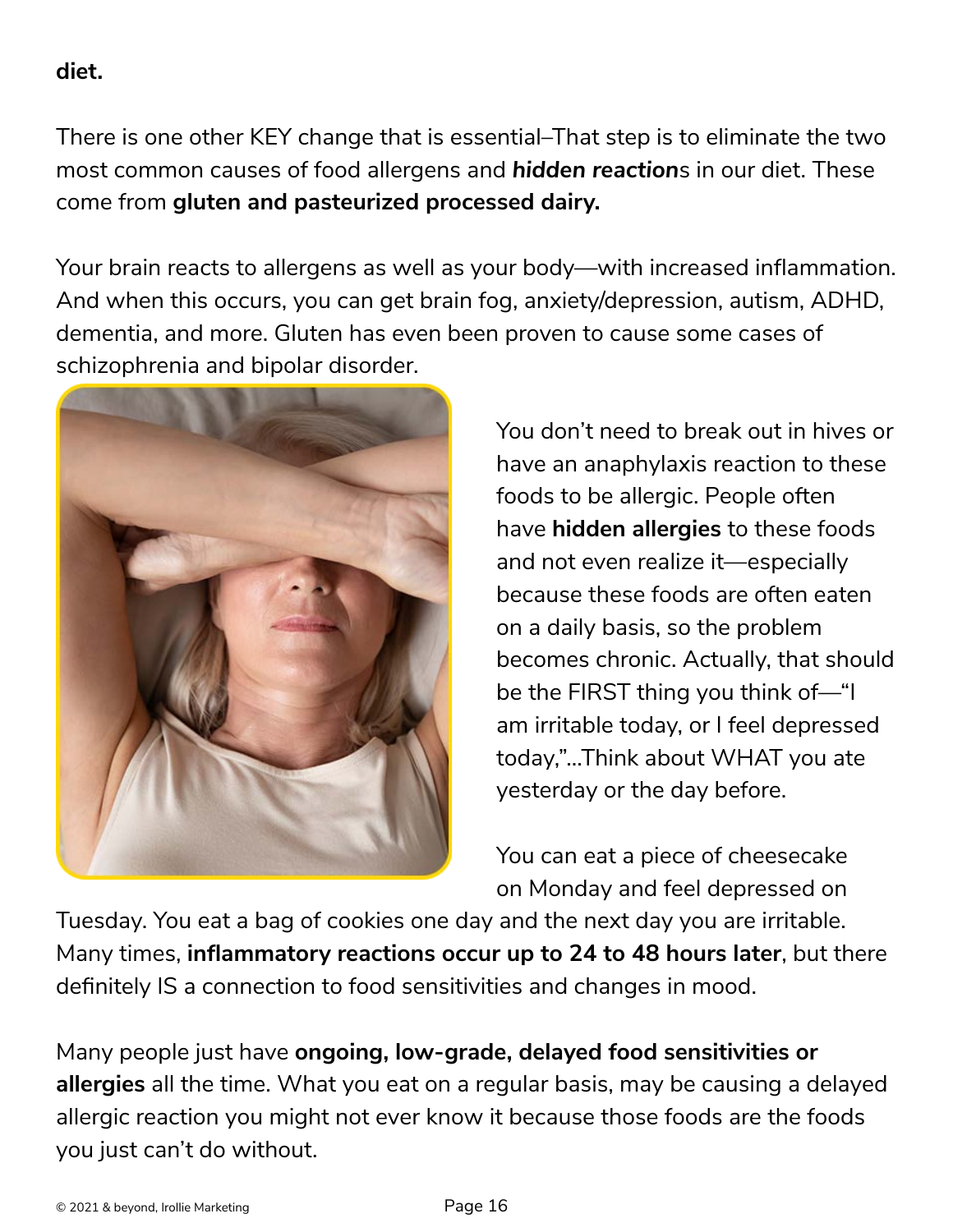**diet.**

There is one other KEY change that is essential–That step is to eliminate the two most common causes of food allergens and ***hidden reaction***s in our diet. These come from **gluten and pasteurized processed dairy.**

Your brain reacts to allergens as well as your body—with increased inflammation. And when this occurs, you can get brain fog, anxiety/depression, autism, ADHD, dementia, and more. Gluten has even been proven to cause some cases of schizophrenia and bipolar disorder.

You don't need to break out in hives or have an anaphylaxis reaction to these foods to be allergic. People often have **hidden allergies** to these foods and not even realize it—especially because these foods are often eaten on a daily basis, so the problem becomes chronic. Actually, that should be the FIRST thing you think of—"I am irritable today, or I feel depressed today,"...Think about WHAT you ate yesterday or the day before.

You can eat a piece of cheesecake on Monday and feel depressed on Tuesday. You eat a bag of cookies one day and the next day you are irritable. Many times, **inflammatory reactions occur up to 24 to 48 hours later**, but there definitely IS a connection to food sensitivities and changes in mood.

Many people just have **ongoing, low-grade, delayed food sensitivities or allergies** all the time. What you eat on a regular basis, may be causing a delayed allergic reaction you might not ever know it because those foods are the foods you just can't do without.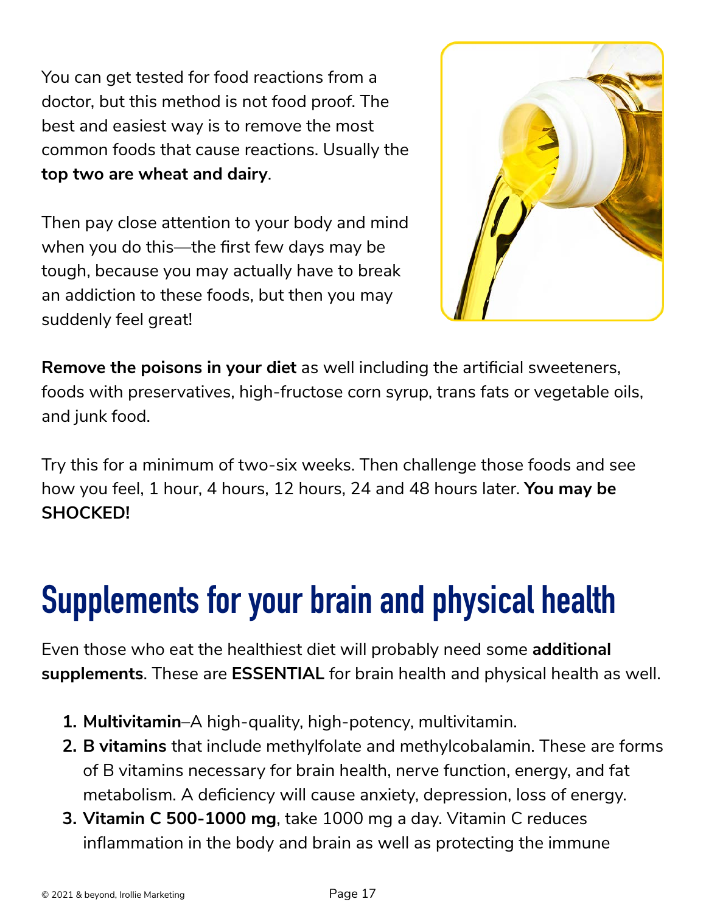You can get tested for food reactions from a doctor, but this method is not food proof. The best and easiest way is to remove the most common foods that cause reactions. Usually the **top two are wheat and dairy**.

Then pay close attention to your body and mind when you do this—the first few days may be tough, because you may actually have to break an addiction to these foods, but then you may suddenly feel great!

**Remove the poisons in your diet** as well including the artificial sweeteners, foods with preservatives, high-fructose corn syrup, trans fats or vegetable oils, and junk food.

Try this for a minimum of two-six weeks. Then challenge those foods and see how you feel, 1 hour, 4 hours, 12 hours, 24 and 48 hours later. **You may be SHOCKED!**

# Supplements for your brain and physical health

Even those who eat the healthiest diet will probably need some **additional supplements**. These are **ESSENTIAL** for brain health and physical health as well.

1. **Multivitamin**–A high-quality, high-potency, multivitamin.
2. **B vitamins** that include methylfolate and methylcobalamin. These are forms of B vitamins necessary for brain health, nerve function, energy, and fat metabolism. A deficiency will cause anxiety, depression, loss of energy.
3. **Vitamin C 500-1000 mg**, take 1000 mg a day. Vitamin C reduces inflammation in the body and brain as well as protecting the immune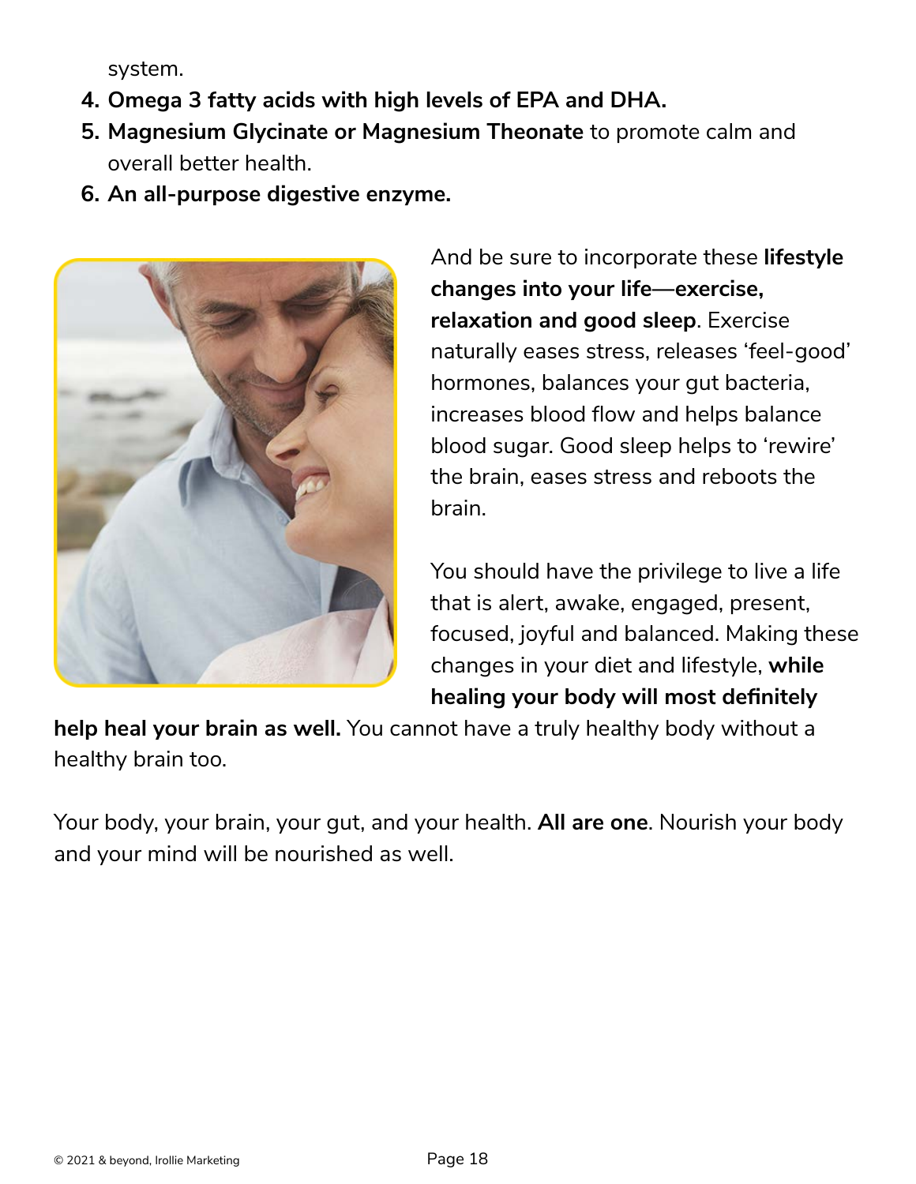system.

4. **Omega 3 fatty acids with high levels of EPA and DHA.**
5. **Magnesium Glycinate or Magnesium Theonate** to promote calm and overall better health.
6. **An all-purpose digestive enzyme.**

And be sure to incorporate these **lifestyle changes into your life—exercise, relaxation and good sleep**. Exercise naturally eases stress, releases 'feel-good' hormones, balances your gut bacteria, increases blood flow and helps balance blood sugar. Good sleep helps to 'rewire' the brain, eases stress and reboots the brain.

You should have the privilege to live a life that is alert, awake, engaged, present, focused, joyful and balanced. Making these changes in your diet and lifestyle, **while healing your body will most definitely help heal your brain as well.** You cannot have a truly healthy body without a healthy brain too.

Your body, your brain, your gut, and your health. **All are one**. Nourish your body and your mind will be nourished as well.